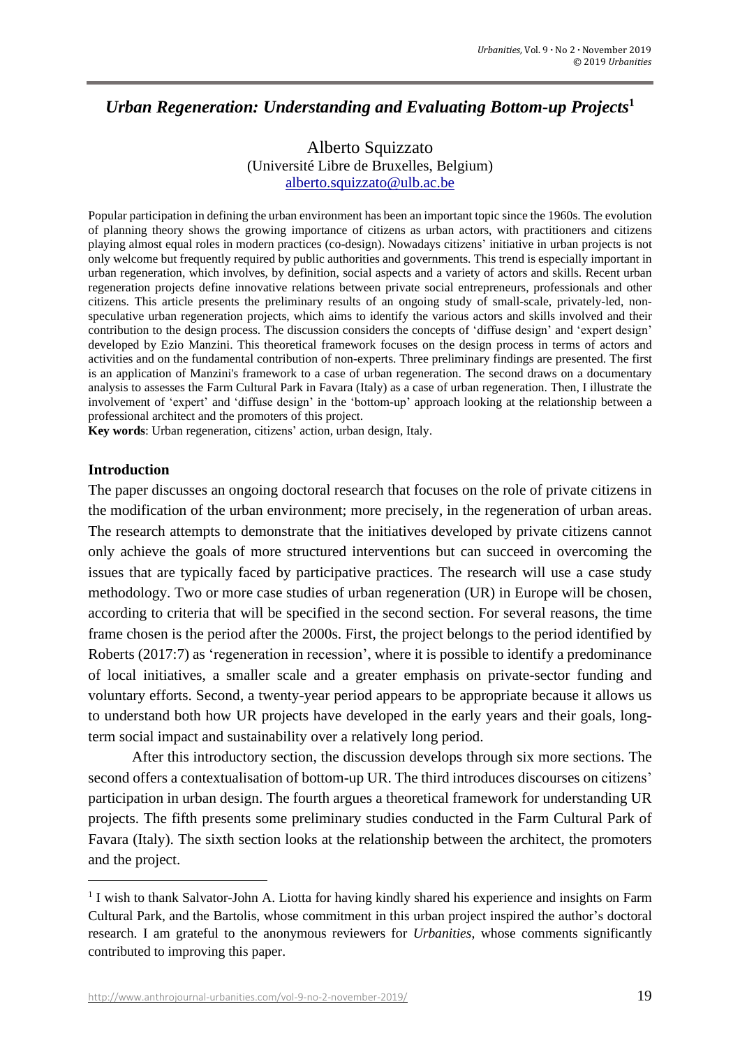# *Urban Regeneration: Understanding and Evaluating Bottom-up Projects*[1]

Alberto Squizzato
(Université Libre de Bruxelles, Belgium)
alberto.squizzato@ulb.ac.be

Popular participation in defining the urban environment has been an important topic since the 1960s. The evolution of planning theory shows the growing importance of citizens as urban actors, with practitioners and citizens playing almost equal roles in modern practices (co-design). Nowadays citizens' initiative in urban projects is not only welcome but frequently required by public authorities and governments. This trend is especially important in urban regeneration, which involves, by definition, social aspects and a variety of actors and skills. Recent urban regeneration projects define innovative relations between private social entrepreneurs, professionals and other citizens. This article presents the preliminary results of an ongoing study of small-scale, privately-led, non-speculative urban regeneration projects, which aims to identify the various actors and skills involved and their contribution to the design process. The discussion considers the concepts of 'diffuse design' and 'expert design' developed by Ezio Manzini. This theoretical framework focuses on the design process in terms of actors and activities and on the fundamental contribution of non-experts. Three preliminary findings are presented. The first is an application of Manzini's framework to a case of urban regeneration. The second draws on a documentary analysis to assesses the Farm Cultural Park in Favara (Italy) as a case of urban regeneration. Then, I illustrate the involvement of 'expert' and 'diffuse design' in the 'bottom-up' approach looking at the relationship between a professional architect and the promoters of this project.

**Key words**: Urban regeneration, citizens' action, urban design, Italy.

## Introduction

The paper discusses an ongoing doctoral research that focuses on the role of private citizens in the modification of the urban environment; more precisely, in the regeneration of urban areas. The research attempts to demonstrate that the initiatives developed by private citizens cannot only achieve the goals of more structured interventions but can succeed in overcoming the issues that are typically faced by participative practices. The research will use a case study methodology. Two or more case studies of urban regeneration (UR) in Europe will be chosen, according to criteria that will be specified in the second section. For several reasons, the time frame chosen is the period after the 2000s. First, the project belongs to the period identified by Roberts (2017:7) as 'regeneration in recession', where it is possible to identify a predominance of local initiatives, a smaller scale and a greater emphasis on private-sector funding and voluntary efforts. Second, a twenty-year period appears to be appropriate because it allows us to understand both how UR projects have developed in the early years and their goals, long-term social impact and sustainability over a relatively long period.

After this introductory section, the discussion develops through six more sections. The second offers a contextualisation of bottom-up UR. The third introduces discourses on citizens' participation in urban design. The fourth argues a theoretical framework for understanding UR projects. The fifth presents some preliminary studies conducted in the Farm Cultural Park of Favara (Italy). The sixth section looks at the relationship between the architect, the promoters and the project.

---

[1] I wish to thank Salvator-John A. Liotta for having kindly shared his experience and insights on Farm Cultural Park, and the Bartolis, whose commitment in this urban project inspired the author's doctoral research. I am grateful to the anonymous reviewers for *Urbanities*, whose comments significantly contributed to improving this paper.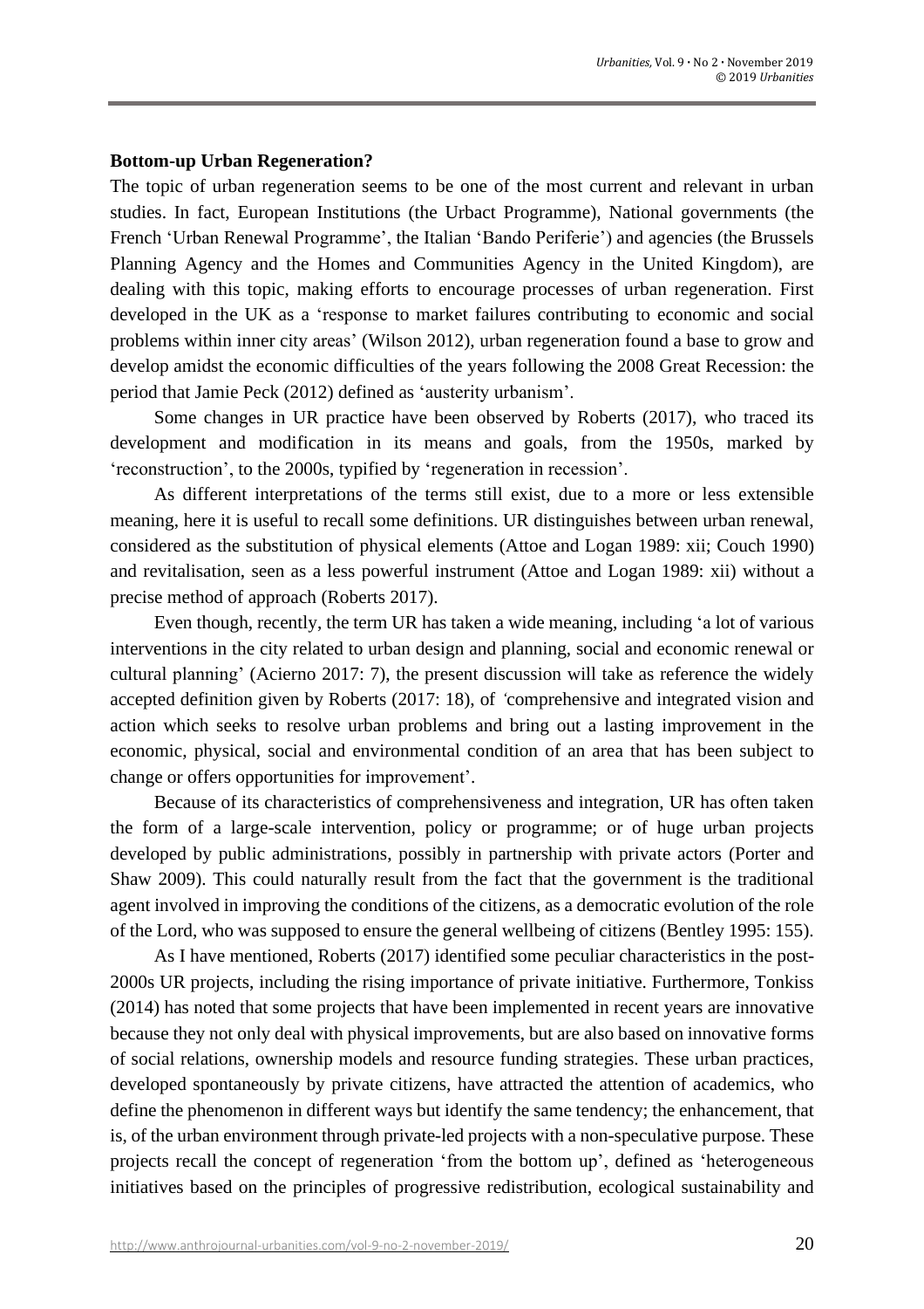**Bottom-up Urban Regeneration?**

The topic of urban regeneration seems to be one of the most current and relevant in urban studies. In fact, European Institutions (the Urbact Programme), National governments (the French 'Urban Renewal Programme', the Italian 'Bando Periferie') and agencies (the Brussels Planning Agency and the Homes and Communities Agency in the United Kingdom), are dealing with this topic, making efforts to encourage processes of urban regeneration. First developed in the UK as a 'response to market failures contributing to economic and social problems within inner city areas' (Wilson 2012), urban regeneration found a base to grow and develop amidst the economic difficulties of the years following the 2008 Great Recession: the period that Jamie Peck (2012) defined as 'austerity urbanism'.

Some changes in UR practice have been observed by Roberts (2017), who traced its development and modification in its means and goals, from the 1950s, marked by 'reconstruction', to the 2000s, typified by 'regeneration in recession'.

As different interpretations of the terms still exist, due to a more or less extensible meaning, here it is useful to recall some definitions. UR distinguishes between urban renewal, considered as the substitution of physical elements (Attoe and Logan 1989: xii; Couch 1990) and revitalisation, seen as a less powerful instrument (Attoe and Logan 1989: xii) without a precise method of approach (Roberts 2017).

Even though, recently, the term UR has taken a wide meaning, including 'a lot of various interventions in the city related to urban design and planning, social and economic renewal or cultural planning' (Acierno 2017: 7), the present discussion will take as reference the widely accepted definition given by Roberts (2017: 18), of *'*comprehensive and integrated vision and action which seeks to resolve urban problems and bring out a lasting improvement in the economic, physical, social and environmental condition of an area that has been subject to change or offers opportunities for improvement'.

Because of its characteristics of comprehensiveness and integration, UR has often taken the form of a large-scale intervention, policy or programme; or of huge urban projects developed by public administrations, possibly in partnership with private actors (Porter and Shaw 2009). This could naturally result from the fact that the government is the traditional agent involved in improving the conditions of the citizens, as a democratic evolution of the role of the Lord, who was supposed to ensure the general wellbeing of citizens (Bentley 1995: 155).

As I have mentioned, Roberts (2017) identified some peculiar characteristics in the post-2000s UR projects, including the rising importance of private initiative. Furthermore, Tonkiss (2014) has noted that some projects that have been implemented in recent years are innovative because they not only deal with physical improvements, but are also based on innovative forms of social relations, ownership models and resource funding strategies. These urban practices, developed spontaneously by private citizens, have attracted the attention of academics, who define the phenomenon in different ways but identify the same tendency; the enhancement, that is, of the urban environment through private-led projects with a non-speculative purpose. These projects recall the concept of regeneration 'from the bottom up', defined as 'heterogeneous initiatives based on the principles of progressive redistribution, ecological sustainability and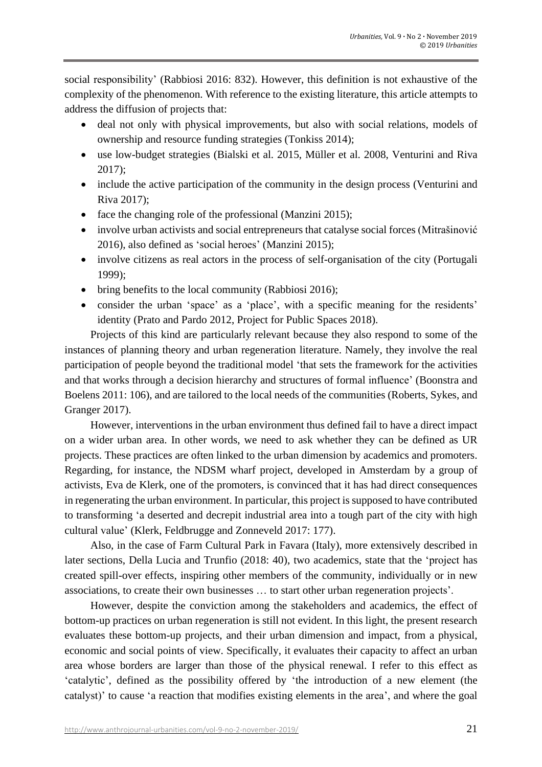social responsibility' (Rabbiosi 2016: 832). However, this definition is not exhaustive of the complexity of the phenomenon. With reference to the existing literature, this article attempts to address the diffusion of projects that:

- deal not only with physical improvements, but also with social relations, models of ownership and resource funding strategies (Tonkiss 2014);
- use low-budget strategies (Bialski et al. 2015, Müller et al. 2008, Venturini and Riva 2017);
- include the active participation of the community in the design process (Venturini and Riva 2017);
- face the changing role of the professional (Manzini 2015);
- involve urban activists and social entrepreneurs that catalyse social forces (Mitrašinović 2016), also defined as 'social heroes' (Manzini 2015);
- involve citizens as real actors in the process of self-organisation of the city (Portugali 1999);
- bring benefits to the local community (Rabbiosi 2016);
- consider the urban 'space' as a 'place', with a specific meaning for the residents' identity (Prato and Pardo 2012, Project for Public Spaces 2018).

Projects of this kind are particularly relevant because they also respond to some of the instances of planning theory and urban regeneration literature. Namely, they involve the real participation of people beyond the traditional model 'that sets the framework for the activities and that works through a decision hierarchy and structures of formal influence' (Boonstra and Boelens 2011: 106), and are tailored to the local needs of the communities (Roberts, Sykes, and Granger 2017).

However, interventions in the urban environment thus defined fail to have a direct impact on a wider urban area. In other words, we need to ask whether they can be defined as UR projects. These practices are often linked to the urban dimension by academics and promoters. Regarding, for instance, the NDSM wharf project, developed in Amsterdam by a group of activists, Eva de Klerk, one of the promoters, is convinced that it has had direct consequences in regenerating the urban environment. In particular, this project is supposed to have contributed to transforming 'a deserted and decrepit industrial area into a tough part of the city with high cultural value' (Klerk, Feldbrugge and Zonneveld 2017: 177).

Also, in the case of Farm Cultural Park in Favara (Italy), more extensively described in later sections, Della Lucia and Trunfio (2018: 40), two academics, state that the 'project has created spill-over effects, inspiring other members of the community, individually or in new associations, to create their own businesses … to start other urban regeneration projects'.

However, despite the conviction among the stakeholders and academics, the effect of bottom-up practices on urban regeneration is still not evident. In this light, the present research evaluates these bottom-up projects, and their urban dimension and impact, from a physical, economic and social points of view. Specifically, it evaluates their capacity to affect an urban area whose borders are larger than those of the physical renewal. I refer to this effect as 'catalytic', defined as the possibility offered by 'the introduction of a new element (the catalyst)' to cause 'a reaction that modifies existing elements in the area', and where the goal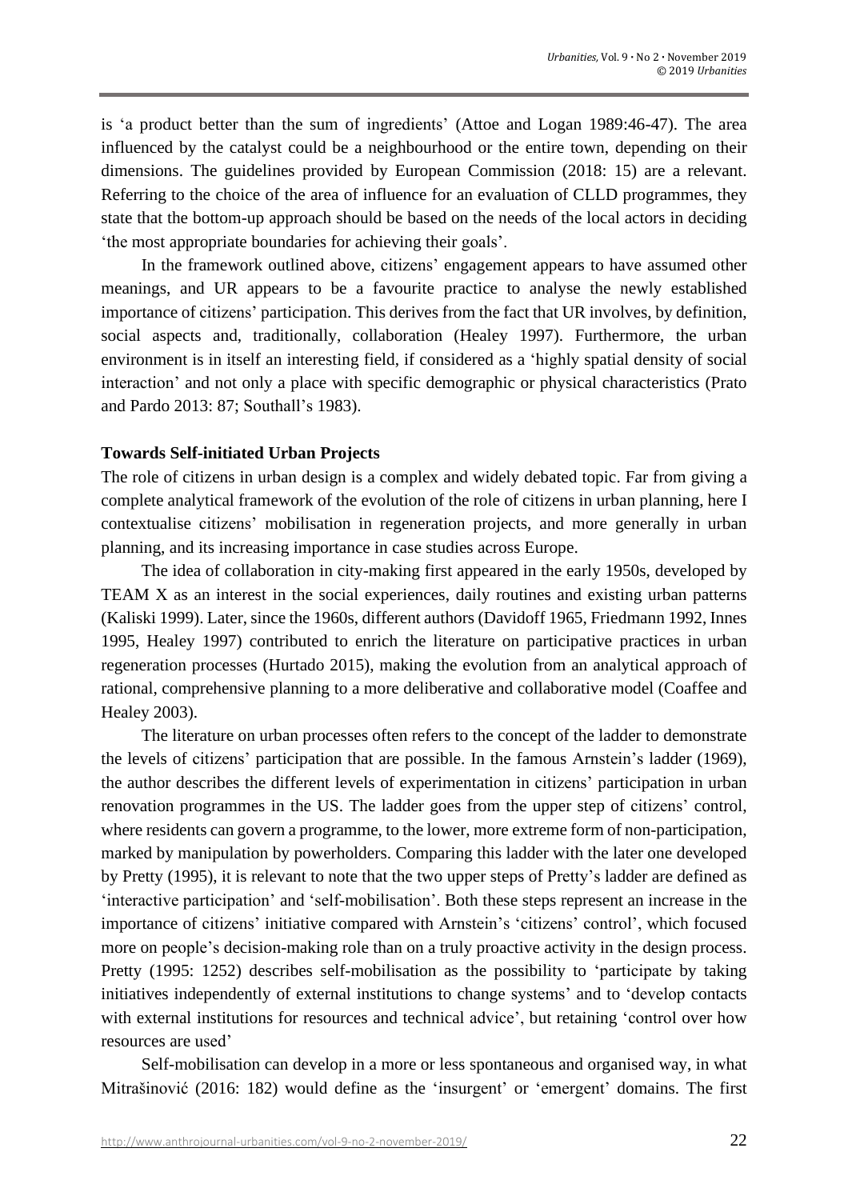is 'a product better than the sum of ingredients' (Attoe and Logan 1989:46-47). The area influenced by the catalyst could be a neighbourhood or the entire town, depending on their dimensions. The guidelines provided by European Commission (2018: 15) are a relevant. Referring to the choice of the area of influence for an evaluation of CLLD programmes, they state that the bottom-up approach should be based on the needs of the local actors in deciding 'the most appropriate boundaries for achieving their goals'.

In the framework outlined above, citizens' engagement appears to have assumed other meanings, and UR appears to be a favourite practice to analyse the newly established importance of citizens' participation. This derives from the fact that UR involves, by definition, social aspects and, traditionally, collaboration (Healey 1997). Furthermore, the urban environment is in itself an interesting field, if considered as a 'highly spatial density of social interaction' and not only a place with specific demographic or physical characteristics (Prato and Pardo 2013: 87; Southall's 1983).

**Towards Self-initiated Urban Projects**

The role of citizens in urban design is a complex and widely debated topic. Far from giving a complete analytical framework of the evolution of the role of citizens in urban planning, here I contextualise citizens' mobilisation in regeneration projects, and more generally in urban planning, and its increasing importance in case studies across Europe.

The idea of collaboration in city-making first appeared in the early 1950s, developed by TEAM X as an interest in the social experiences, daily routines and existing urban patterns (Kaliski 1999). Later, since the 1960s, different authors (Davidoff 1965, Friedmann 1992, Innes 1995, Healey 1997) contributed to enrich the literature on participative practices in urban regeneration processes (Hurtado 2015), making the evolution from an analytical approach of rational, comprehensive planning to a more deliberative and collaborative model (Coaffee and Healey 2003).

The literature on urban processes often refers to the concept of the ladder to demonstrate the levels of citizens' participation that are possible. In the famous Arnstein's ladder (1969), the author describes the different levels of experimentation in citizens' participation in urban renovation programmes in the US. The ladder goes from the upper step of citizens' control, where residents can govern a programme, to the lower, more extreme form of non-participation, marked by manipulation by powerholders. Comparing this ladder with the later one developed by Pretty (1995), it is relevant to note that the two upper steps of Pretty's ladder are defined as 'interactive participation' and 'self-mobilisation'. Both these steps represent an increase in the importance of citizens' initiative compared with Arnstein's 'citizens' control', which focused more on people's decision-making role than on a truly proactive activity in the design process. Pretty (1995: 1252) describes self-mobilisation as the possibility to 'participate by taking initiatives independently of external institutions to change systems' and to 'develop contacts with external institutions for resources and technical advice', but retaining 'control over how resources are used'

Self-mobilisation can develop in a more or less spontaneous and organised way, in what Mitrašinović (2016: 182) would define as the 'insurgent' or 'emergent' domains. The first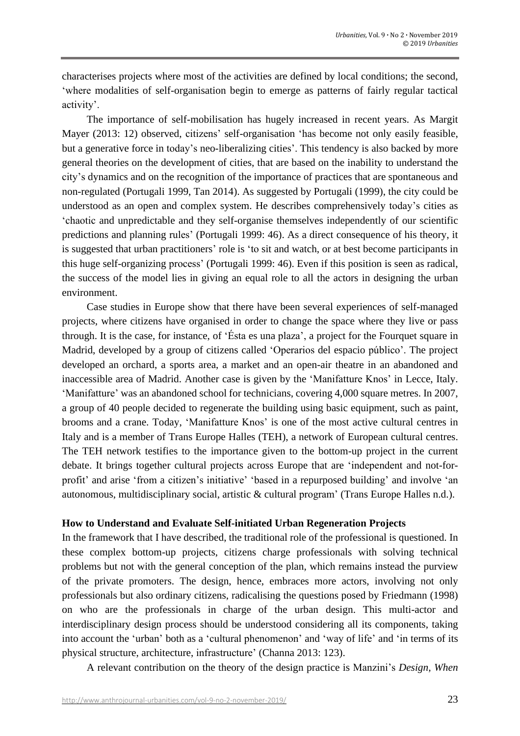characterises projects where most of the activities are defined by local conditions; the second, 'where modalities of self-organisation begin to emerge as patterns of fairly regular tactical activity'.

The importance of self-mobilisation has hugely increased in recent years. As Margit Mayer (2013: 12) observed, citizens' self-organisation 'has become not only easily feasible, but a generative force in today's neo-liberalizing cities'. This tendency is also backed by more general theories on the development of cities, that are based on the inability to understand the city's dynamics and on the recognition of the importance of practices that are spontaneous and non-regulated (Portugali 1999, Tan 2014). As suggested by Portugali (1999), the city could be understood as an open and complex system. He describes comprehensively today's cities as 'chaotic and unpredictable and they self-organise themselves independently of our scientific predictions and planning rules' (Portugali 1999: 46). As a direct consequence of his theory, it is suggested that urban practitioners' role is 'to sit and watch, or at best become participants in this huge self-organizing process' (Portugali 1999: 46). Even if this position is seen as radical, the success of the model lies in giving an equal role to all the actors in designing the urban environment.

Case studies in Europe show that there have been several experiences of self-managed projects, where citizens have organised in order to change the space where they live or pass through. It is the case, for instance, of 'Ésta es una plaza', a project for the Fourquet square in Madrid, developed by a group of citizens called 'Operarios del espacio público'. The project developed an orchard, a sports area, a market and an open-air theatre in an abandoned and inaccessible area of Madrid. Another case is given by the 'Manifatture Knos' in Lecce, Italy. 'Manifatture' was an abandoned school for technicians, covering 4,000 square metres. In 2007, a group of 40 people decided to regenerate the building using basic equipment, such as paint, brooms and a crane. Today, 'Manifatture Knos' is one of the most active cultural centres in Italy and is a member of Trans Europe Halles (TEH), a network of European cultural centres. The TEH network testifies to the importance given to the bottom-up project in the current debate. It brings together cultural projects across Europe that are 'independent and not-for-profit' and arise 'from a citizen's initiative' 'based in a repurposed building' and involve 'an autonomous, multidisciplinary social, artistic & cultural program' (Trans Europe Halles n.d.).

## How to Understand and Evaluate Self-initiated Urban Regeneration Projects

In the framework that I have described, the traditional role of the professional is questioned. In these complex bottom-up projects, citizens charge professionals with solving technical problems but not with the general conception of the plan, which remains instead the purview of the private promoters. The design, hence, embraces more actors, involving not only professionals but also ordinary citizens, radicalising the questions posed by Friedmann (1998) on who are the professionals in charge of the urban design. This multi-actor and interdisciplinary design process should be understood considering all its components, taking into account the 'urban' both as a 'cultural phenomenon' and 'way of life' and 'in terms of its physical structure, architecture, infrastructure' (Channa 2013: 123).

A relevant contribution on the theory of the design practice is Manzini's *Design, When*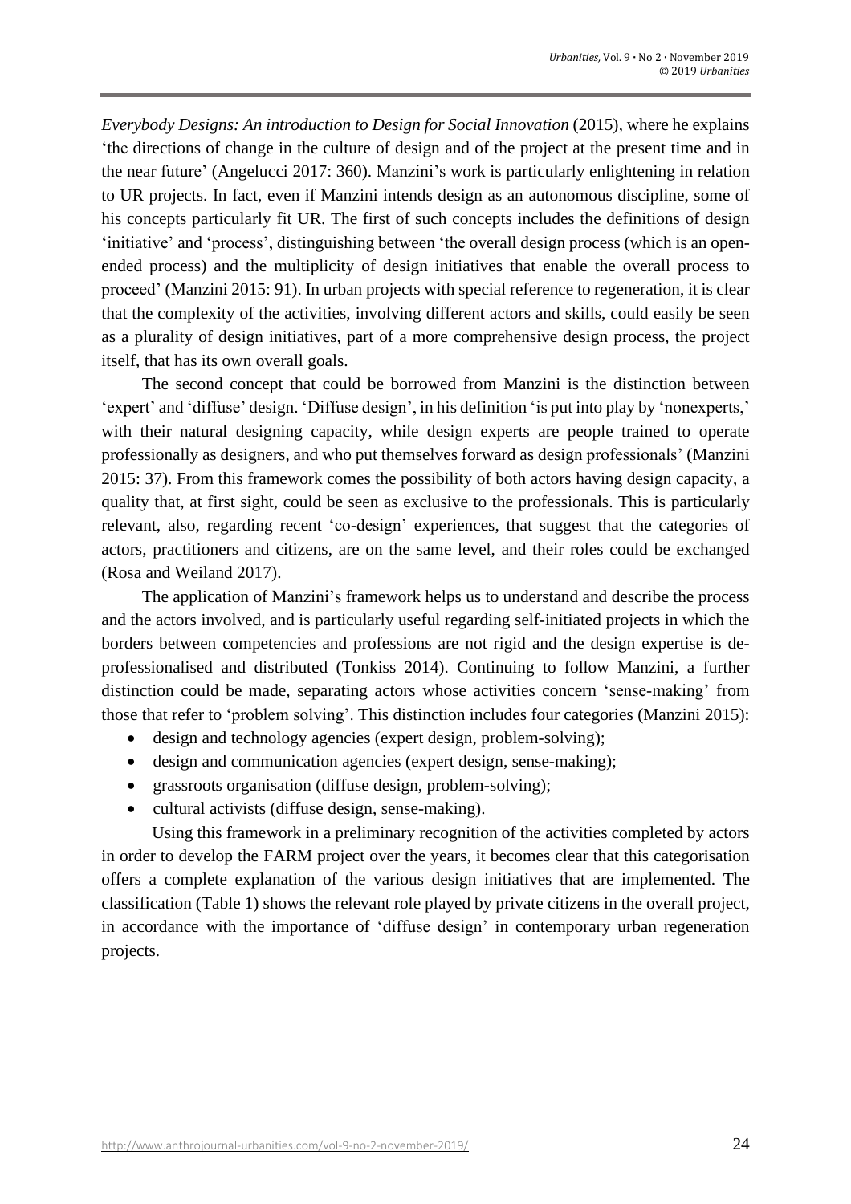*Everybody Designs: An introduction to Design for Social Innovation* (2015), where he explains 'the directions of change in the culture of design and of the project at the present time and in the near future' (Angelucci 2017: 360). Manzini's work is particularly enlightening in relation to UR projects. In fact, even if Manzini intends design as an autonomous discipline, some of his concepts particularly fit UR. The first of such concepts includes the definitions of design 'initiative' and 'process', distinguishing between 'the overall design process (which is an open-ended process) and the multiplicity of design initiatives that enable the overall process to proceed' (Manzini 2015: 91). In urban projects with special reference to regeneration, it is clear that the complexity of the activities, involving different actors and skills, could easily be seen as a plurality of design initiatives, part of a more comprehensive design process, the project itself, that has its own overall goals.

The second concept that could be borrowed from Manzini is the distinction between 'expert' and 'diffuse' design. 'Diffuse design', in his definition 'is put into play by 'nonexperts,' with their natural designing capacity, while design experts are people trained to operate professionally as designers, and who put themselves forward as design professionals' (Manzini 2015: 37). From this framework comes the possibility of both actors having design capacity, a quality that, at first sight, could be seen as exclusive to the professionals. This is particularly relevant, also, regarding recent 'co-design' experiences, that suggest that the categories of actors, practitioners and citizens, are on the same level, and their roles could be exchanged (Rosa and Weiland 2017).

The application of Manzini's framework helps us to understand and describe the process and the actors involved, and is particularly useful regarding self-initiated projects in which the borders between competencies and professions are not rigid and the design expertise is de-professionalised and distributed (Tonkiss 2014). Continuing to follow Manzini, a further distinction could be made, separating actors whose activities concern 'sense-making' from those that refer to 'problem solving'. This distinction includes four categories (Manzini 2015):

- design and technology agencies (expert design, problem-solving);
- design and communication agencies (expert design, sense-making);
- grassroots organisation (diffuse design, problem-solving);
- cultural activists (diffuse design, sense-making).

Using this framework in a preliminary recognition of the activities completed by actors in order to develop the FARM project over the years, it becomes clear that this categorisation offers a complete explanation of the various design initiatives that are implemented. The classification (Table 1) shows the relevant role played by private citizens in the overall project, in accordance with the importance of 'diffuse design' in contemporary urban regeneration projects.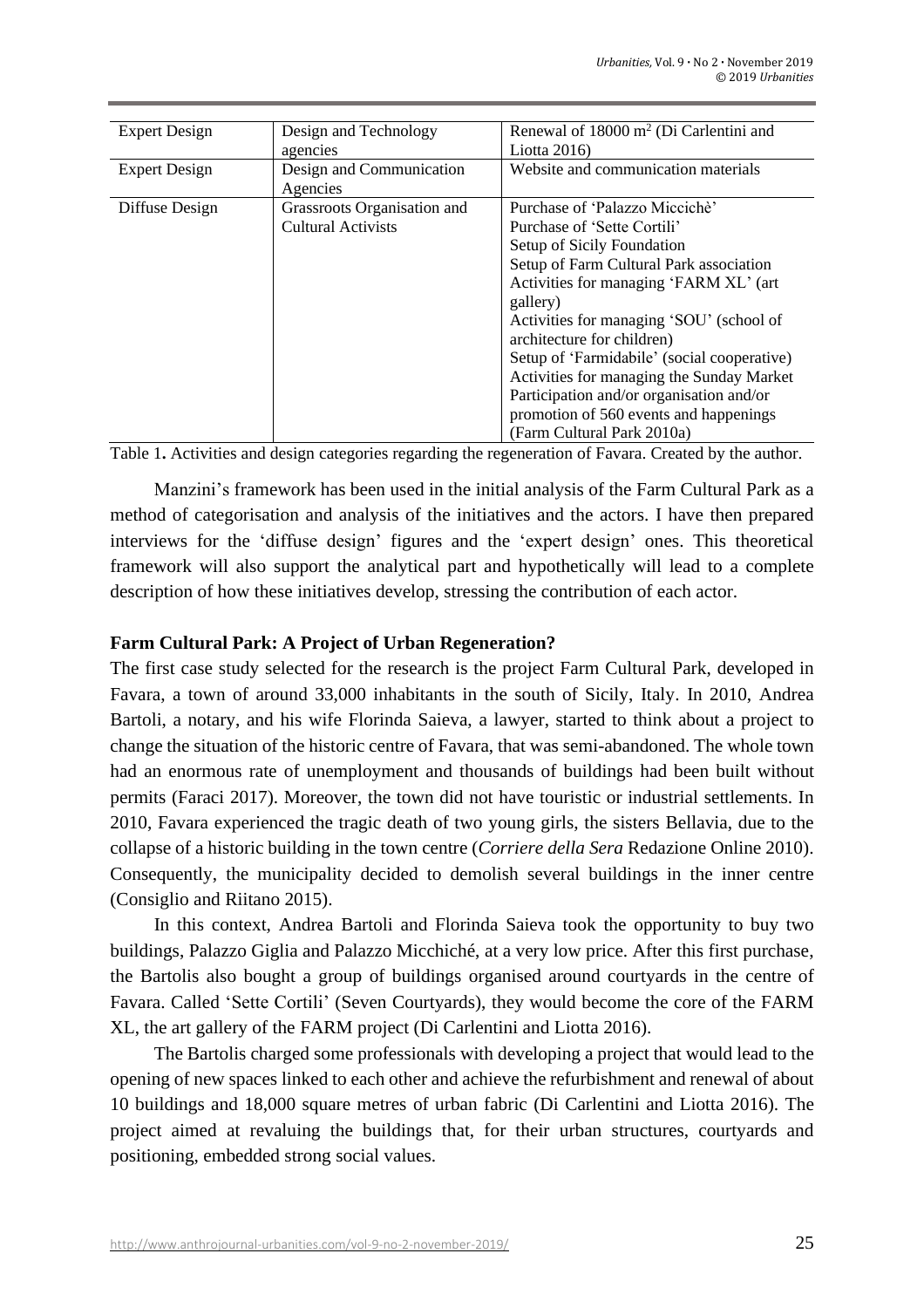| Expert Design | Design and Technology agencies | Renewal of 18000 $m^2$ (Di Carlentini and Liotta 2016) |
|---|---|---|
| Expert Design | Design and Communication Agencies | Website and communication materials |
| Diffuse Design | Grassroots Organisation and Cultural Activists | Purchase of 'Palazzo Miccichè'<br>Purchase of 'Sette Cortili'<br>Setup of Sicily Foundation<br>Setup of Farm Cultural Park association<br>Activities for managing 'FARM XL' (art gallery)<br>Activities for managing 'SOU' (school of architecture for children)<br>Setup of 'Farmidabile' (social cooperative)<br>Activities for managing the Sunday Market<br>Participation and/or organisation and/or promotion of 560 events and happenings (Farm Cultural Park 2010a) |

Table 1**.** Activities and design categories regarding the regeneration of Favara. Created by the author.

Manzini's framework has been used in the initial analysis of the Farm Cultural Park as a method of categorisation and analysis of the initiatives and the actors. I have then prepared interviews for the 'diffuse design' figures and the 'expert design' ones. This theoretical framework will also support the analytical part and hypothetically will lead to a complete description of how these initiatives develop, stressing the contribution of each actor.

**Farm Cultural Park: A Project of Urban Regeneration?**

The first case study selected for the research is the project Farm Cultural Park, developed in Favara, a town of around 33,000 inhabitants in the south of Sicily, Italy. In 2010, Andrea Bartoli, a notary, and his wife Florinda Saieva, a lawyer, started to think about a project to change the situation of the historic centre of Favara, that was semi-abandoned. The whole town had an enormous rate of unemployment and thousands of buildings had been built without permits (Faraci 2017). Moreover, the town did not have touristic or industrial settlements. In 2010, Favara experienced the tragic death of two young girls, the sisters Bellavia, due to the collapse of a historic building in the town centre (*Corriere della Sera* Redazione Online 2010). Consequently, the municipality decided to demolish several buildings in the inner centre (Consiglio and Riitano 2015).

In this context, Andrea Bartoli and Florinda Saieva took the opportunity to buy two buildings, Palazzo Giglia and Palazzo Micchiché, at a very low price. After this first purchase, the Bartolis also bought a group of buildings organised around courtyards in the centre of Favara. Called 'Sette Cortili' (Seven Courtyards), they would become the core of the FARM XL, the art gallery of the FARM project (Di Carlentini and Liotta 2016).

The Bartolis charged some professionals with developing a project that would lead to the opening of new spaces linked to each other and achieve the refurbishment and renewal of about 10 buildings and 18,000 square metres of urban fabric (Di Carlentini and Liotta 2016). The project aimed at revaluing the buildings that, for their urban structures, courtyards and positioning, embedded strong social values.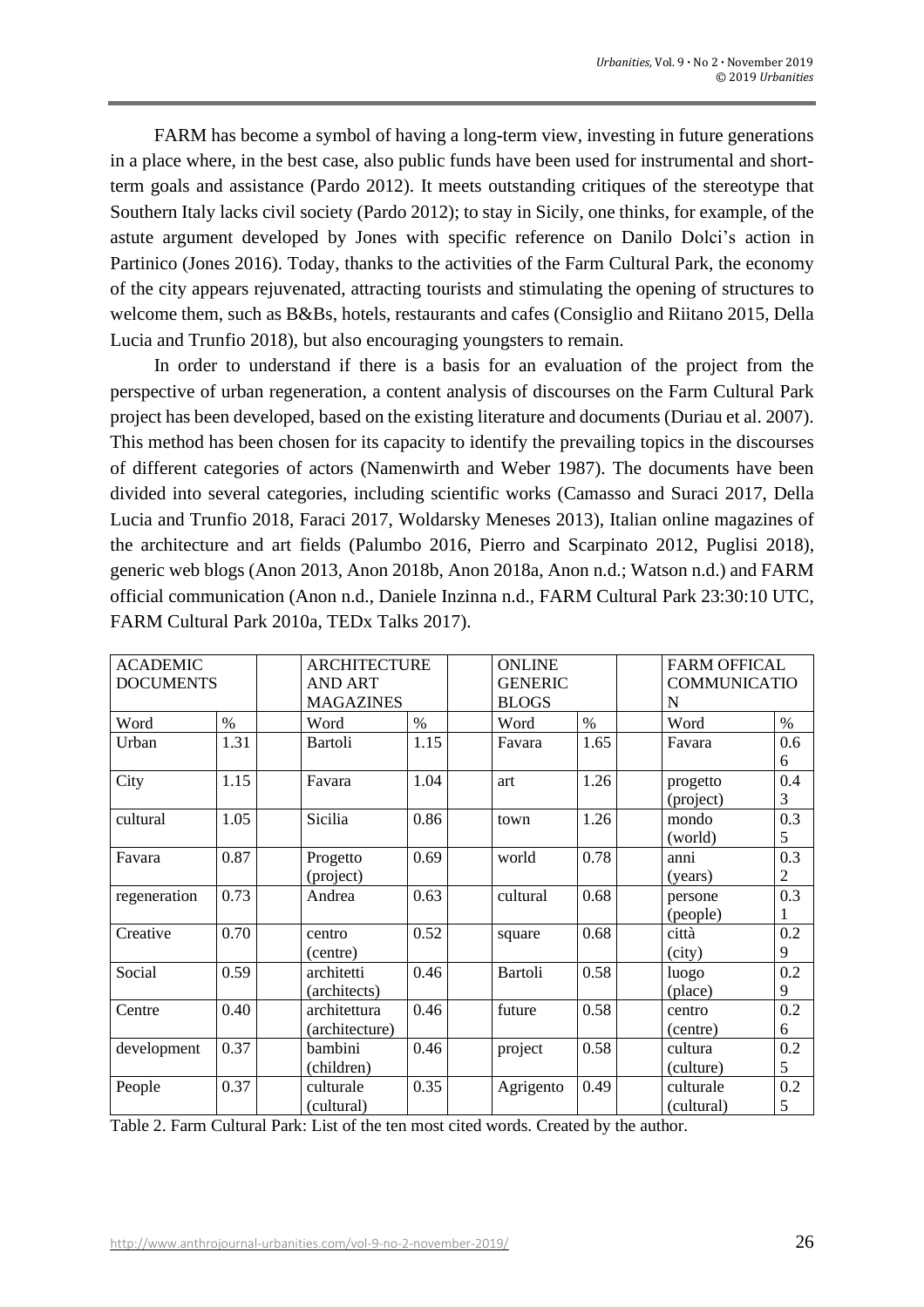FARM has become a symbol of having a long-term view, investing in future generations in a place where, in the best case, also public funds have been used for instrumental and short-term goals and assistance (Pardo 2012). It meets outstanding critiques of the stereotype that Southern Italy lacks civil society (Pardo 2012); to stay in Sicily, one thinks, for example, of the astute argument developed by Jones with specific reference on Danilo Dolci's action in Partinico (Jones 2016). Today, thanks to the activities of the Farm Cultural Park, the economy of the city appears rejuvenated, attracting tourists and stimulating the opening of structures to welcome them, such as B&Bs, hotels, restaurants and cafes (Consiglio and Riitano 2015, Della Lucia and Trunfio 2018), but also encouraging youngsters to remain.

In order to understand if there is a basis for an evaluation of the project from the perspective of urban regeneration, a content analysis of discourses on the Farm Cultural Park project has been developed, based on the existing literature and documents (Duriau et al. 2007). This method has been chosen for its capacity to identify the prevailing topics in the discourses of different categories of actors (Namenwirth and Weber 1987). The documents have been divided into several categories, including scientific works (Camasso and Suraci 2017, Della Lucia and Trunfio 2018, Faraci 2017, Woldarsky Meneses 2013), Italian online magazines of the architecture and art fields (Palumbo 2016, Pierro and Scarpinato 2012, Puglisi 2018), generic web blogs (Anon 2013, Anon 2018b, Anon 2018a, Anon n.d.; Watson n.d.) and FARM official communication (Anon n.d., Daniele Inzinna n.d., FARM Cultural Park 23:30:10 UTC, FARM Cultural Park 2010a, TEDx Talks 2017).

| ACADEMIC DOCUMENTS | | | ARCHITECTURE AND ART MAGAZINES | | | ONLINE GENERIC BLOGS | | | FARM OFFICAL COMMUNICATION | |
|---|---|---|---|---|---|---|---|---|---|---|
| Word | % | | Word | % | | Word | % | | Word | % |
| Urban | 1.31 | | Bartoli | 1.15 | | Favara | 1.65 | | Favara | 0.66 |
| City | 1.15 | | Favara | 1.04 | | art | 1.26 | | progetto (project) | 0.43 |
| cultural | 1.05 | | Sicilia | 0.86 | | town | 1.26 | | mondo (world) | 0.35 |
| Favara | 0.87 | | Progetto (project) | 0.69 | | world | 0.78 | | anni (years) | 0.32 |
| regeneration | 0.73 | | Andrea | 0.63 | | cultural | 0.68 | | persone (people) | 0.31 |
| Creative | 0.70 | | centro (centre) | 0.52 | | square | 0.68 | | città (city) | 0.29 |
| Social | 0.59 | | architetti (architects) | 0.46 | | Bartoli | 0.58 | | luogo (place) | 0.29 |
| Centre | 0.40 | | architettura (architecture) | 0.46 | | future | 0.58 | | centro (centre) | 0.26 |
| development | 0.37 | | bambini (children) | 0.46 | | project | 0.58 | | cultura (culture) | 0.25 |
| People | 0.37 | | culturale (cultural) | 0.35 | | Agrigento | 0.49 | | culturale (cultural) | 0.25 |

Table 2. Farm Cultural Park: List of the ten most cited words. Created by the author.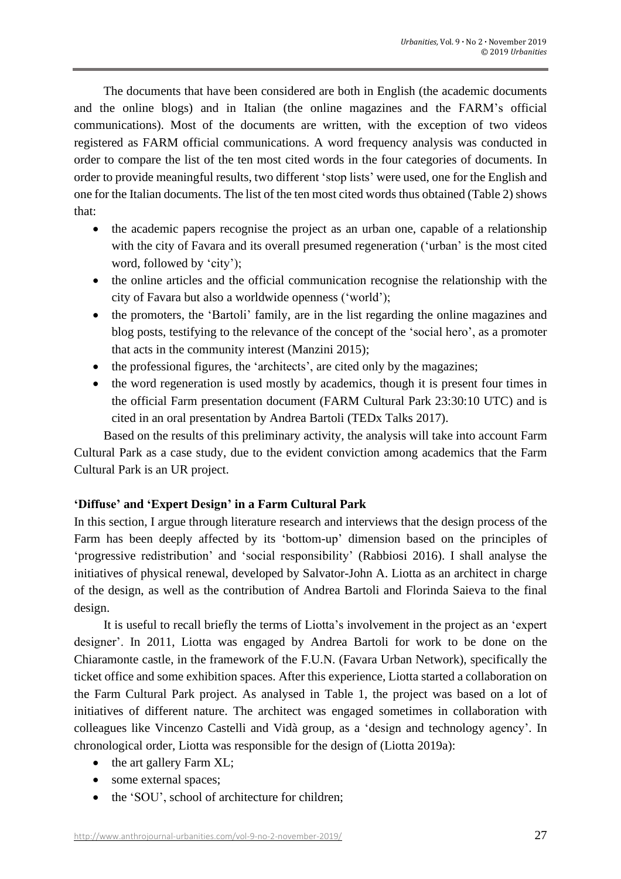The documents that have been considered are both in English (the academic documents and the online blogs) and in Italian (the online magazines and the FARM's official communications). Most of the documents are written, with the exception of two videos registered as FARM official communications. A word frequency analysis was conducted in order to compare the list of the ten most cited words in the four categories of documents. In order to provide meaningful results, two different 'stop lists' were used, one for the English and one for the Italian documents. The list of the ten most cited words thus obtained (Table 2) shows that:

- the academic papers recognise the project as an urban one, capable of a relationship with the city of Favara and its overall presumed regeneration ('urban' is the most cited word, followed by 'city');
- the online articles and the official communication recognise the relationship with the city of Favara but also a worldwide openness ('world');
- the promoters, the 'Bartoli' family, are in the list regarding the online magazines and blog posts, testifying to the relevance of the concept of the 'social hero', as a promoter that acts in the community interest (Manzini 2015);
- the professional figures, the 'architects', are cited only by the magazines;
- the word regeneration is used mostly by academics, though it is present four times in the official Farm presentation document (FARM Cultural Park 23:30:10 UTC) and is cited in an oral presentation by Andrea Bartoli (TEDx Talks 2017).

Based on the results of this preliminary activity, the analysis will take into account Farm Cultural Park as a case study, due to the evident conviction among academics that the Farm Cultural Park is an UR project.

**'Diffuse' and 'Expert Design' in a Farm Cultural Park**

In this section, I argue through literature research and interviews that the design process of the Farm has been deeply affected by its 'bottom-up' dimension based on the principles of 'progressive redistribution' and 'social responsibility' (Rabbiosi 2016). I shall analyse the initiatives of physical renewal, developed by Salvator-John A. Liotta as an architect in charge of the design, as well as the contribution of Andrea Bartoli and Florinda Saieva to the final design.

It is useful to recall briefly the terms of Liotta's involvement in the project as an 'expert designer'. In 2011, Liotta was engaged by Andrea Bartoli for work to be done on the Chiaramonte castle, in the framework of the F.U.N. (Favara Urban Network), specifically the ticket office and some exhibition spaces. After this experience, Liotta started a collaboration on the Farm Cultural Park project. As analysed in Table 1, the project was based on a lot of initiatives of different nature. The architect was engaged sometimes in collaboration with colleagues like Vincenzo Castelli and Vidà group, as a 'design and technology agency'. In chronological order, Liotta was responsible for the design of (Liotta 2019a):

- the art gallery Farm XL;
- some external spaces;
- the 'SOU', school of architecture for children;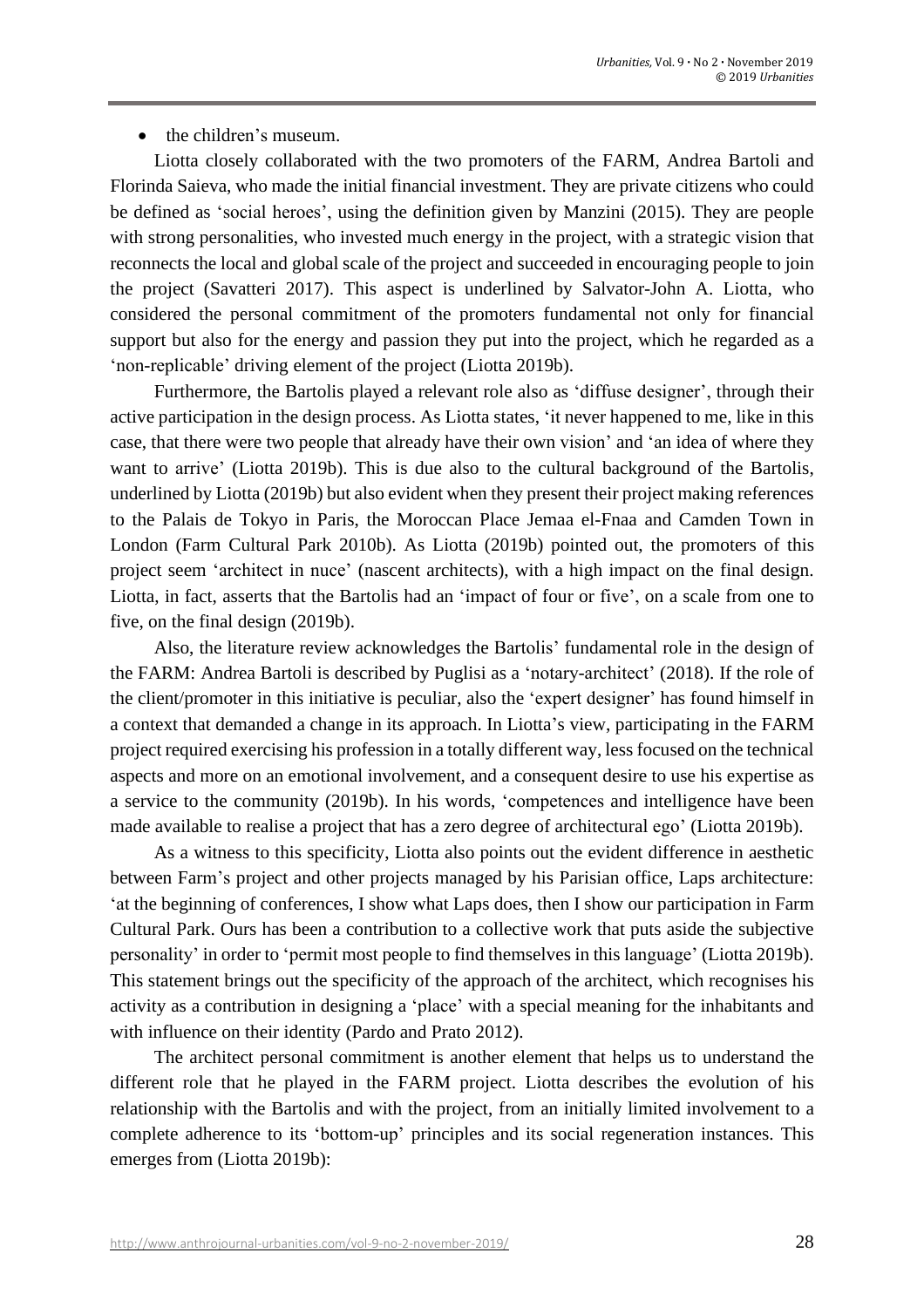- the children's museum.

Liotta closely collaborated with the two promoters of the FARM, Andrea Bartoli and Florinda Saieva, who made the initial financial investment. They are private citizens who could be defined as 'social heroes', using the definition given by Manzini (2015). They are people with strong personalities, who invested much energy in the project, with a strategic vision that reconnects the local and global scale of the project and succeeded in encouraging people to join the project (Savatteri 2017). This aspect is underlined by Salvator-John A. Liotta, who considered the personal commitment of the promoters fundamental not only for financial support but also for the energy and passion they put into the project, which he regarded as a 'non-replicable' driving element of the project (Liotta 2019b).

Furthermore, the Bartolis played a relevant role also as 'diffuse designer', through their active participation in the design process. As Liotta states, 'it never happened to me, like in this case, that there were two people that already have their own vision' and 'an idea of where they want to arrive' (Liotta 2019b). This is due also to the cultural background of the Bartolis, underlined by Liotta (2019b) but also evident when they present their project making references to the Palais de Tokyo in Paris, the Moroccan Place Jemaa el-Fnaa and Camden Town in London (Farm Cultural Park 2010b). As Liotta (2019b) pointed out, the promoters of this project seem 'architect in nuce' (nascent architects), with a high impact on the final design. Liotta, in fact, asserts that the Bartolis had an 'impact of four or five', on a scale from one to five, on the final design (2019b).

Also, the literature review acknowledges the Bartolis' fundamental role in the design of the FARM: Andrea Bartoli is described by Puglisi as a 'notary-architect' (2018). If the role of the client/promoter in this initiative is peculiar, also the 'expert designer' has found himself in a context that demanded a change in its approach. In Liotta's view, participating in the FARM project required exercising his profession in a totally different way, less focused on the technical aspects and more on an emotional involvement, and a consequent desire to use his expertise as a service to the community (2019b). In his words, 'competences and intelligence have been made available to realise a project that has a zero degree of architectural ego' (Liotta 2019b).

As a witness to this specificity, Liotta also points out the evident difference in aesthetic between Farm's project and other projects managed by his Parisian office, Laps architecture: 'at the beginning of conferences, I show what Laps does, then I show our participation in Farm Cultural Park. Ours has been a contribution to a collective work that puts aside the subjective personality' in order to 'permit most people to find themselves in this language' (Liotta 2019b). This statement brings out the specificity of the approach of the architect, which recognises his activity as a contribution in designing a 'place' with a special meaning for the inhabitants and with influence on their identity (Pardo and Prato 2012).

The architect personal commitment is another element that helps us to understand the different role that he played in the FARM project. Liotta describes the evolution of his relationship with the Bartolis and with the project, from an initially limited involvement to a complete adherence to its 'bottom-up' principles and its social regeneration instances. This emerges from (Liotta 2019b):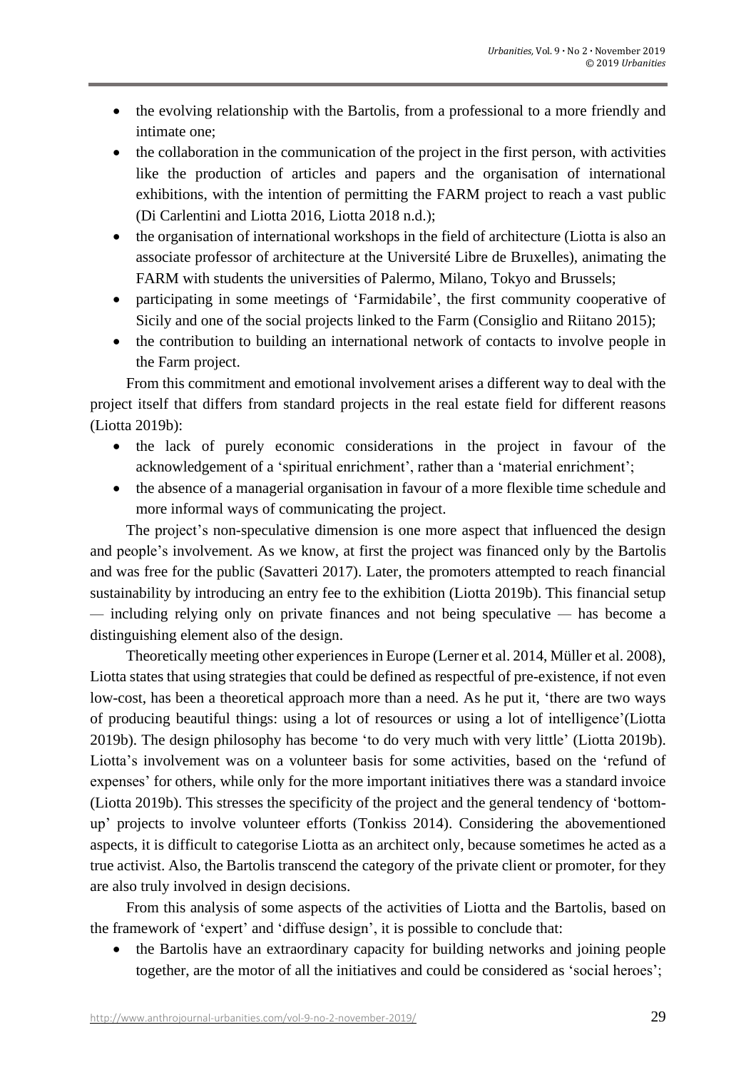- the evolving relationship with the Bartolis, from a professional to a more friendly and intimate one;
- the collaboration in the communication of the project in the first person, with activities like the production of articles and papers and the organisation of international exhibitions, with the intention of permitting the FARM project to reach a vast public (Di Carlentini and Liotta 2016, Liotta 2018 n.d.);
- the organisation of international workshops in the field of architecture (Liotta is also an associate professor of architecture at the Université Libre de Bruxelles), animating the FARM with students the universities of Palermo, Milano, Tokyo and Brussels;
- participating in some meetings of 'Farmidabile', the first community cooperative of Sicily and one of the social projects linked to the Farm (Consiglio and Riitano 2015);
- the contribution to building an international network of contacts to involve people in the Farm project.

From this commitment and emotional involvement arises a different way to deal with the project itself that differs from standard projects in the real estate field for different reasons (Liotta 2019b):

- the lack of purely economic considerations in the project in favour of the acknowledgement of a 'spiritual enrichment', rather than a 'material enrichment';
- the absence of a managerial organisation in favour of a more flexible time schedule and more informal ways of communicating the project.

The project's non-speculative dimension is one more aspect that influenced the design and people's involvement. As we know, at first the project was financed only by the Bartolis and was free for the public (Savatteri 2017). Later, the promoters attempted to reach financial sustainability by introducing an entry fee to the exhibition (Liotta 2019b). This financial setup — including relying only on private finances and not being speculative — has become a distinguishing element also of the design.

Theoretically meeting other experiences in Europe (Lerner et al. 2014, Müller et al. 2008), Liotta states that using strategies that could be defined as respectful of pre-existence, if not even low-cost, has been a theoretical approach more than a need. As he put it, 'there are two ways of producing beautiful things: using a lot of resources or using a lot of intelligence'(Liotta 2019b). The design philosophy has become 'to do very much with very little' (Liotta 2019b). Liotta's involvement was on a volunteer basis for some activities, based on the 'refund of expenses' for others, while only for the more important initiatives there was a standard invoice (Liotta 2019b). This stresses the specificity of the project and the general tendency of 'bottom-up' projects to involve volunteer efforts (Tonkiss 2014). Considering the abovementioned aspects, it is difficult to categorise Liotta as an architect only, because sometimes he acted as a true activist. Also, the Bartolis transcend the category of the private client or promoter, for they are also truly involved in design decisions.

From this analysis of some aspects of the activities of Liotta and the Bartolis, based on the framework of 'expert' and 'diffuse design', it is possible to conclude that:

- the Bartolis have an extraordinary capacity for building networks and joining people together, are the motor of all the initiatives and could be considered as 'social heroes';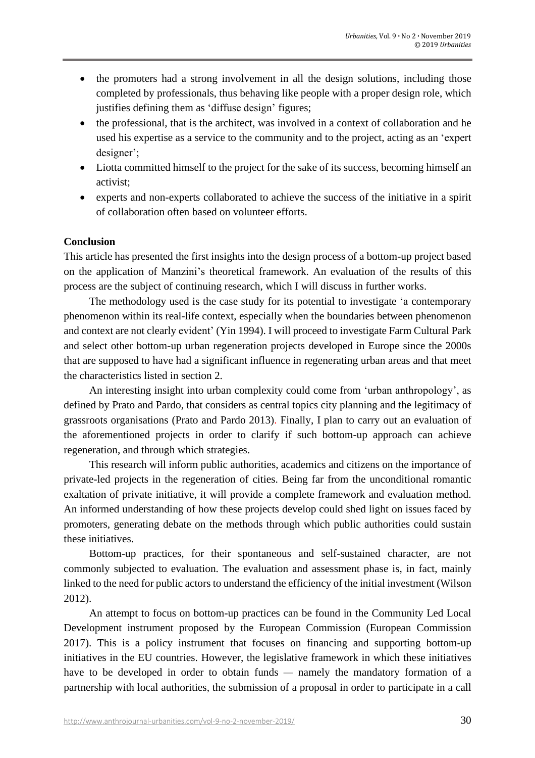- the promoters had a strong involvement in all the design solutions, including those completed by professionals, thus behaving like people with a proper design role, which justifies defining them as 'diffuse design' figures;
- the professional, that is the architect, was involved in a context of collaboration and he used his expertise as a service to the community and to the project, acting as an 'expert designer';
- Liotta committed himself to the project for the sake of its success, becoming himself an activist;
- experts and non-experts collaborated to achieve the success of the initiative in a spirit of collaboration often based on volunteer efforts.

**Conclusion**

This article has presented the first insights into the design process of a bottom-up project based on the application of Manzini's theoretical framework. An evaluation of the results of this process are the subject of continuing research, which I will discuss in further works.

The methodology used is the case study for its potential to investigate 'a contemporary phenomenon within its real-life context, especially when the boundaries between phenomenon and context are not clearly evident' (Yin 1994). I will proceed to investigate Farm Cultural Park and select other bottom-up urban regeneration projects developed in Europe since the 2000s that are supposed to have had a significant influence in regenerating urban areas and that meet the characteristics listed in section 2.

An interesting insight into urban complexity could come from 'urban anthropology', as defined by Prato and Pardo, that considers as central topics city planning and the legitimacy of grassroots organisations (Prato and Pardo 2013). Finally, I plan to carry out an evaluation of the aforementioned projects in order to clarify if such bottom-up approach can achieve regeneration, and through which strategies.

This research will inform public authorities, academics and citizens on the importance of private-led projects in the regeneration of cities. Being far from the unconditional romantic exaltation of private initiative, it will provide a complete framework and evaluation method. An informed understanding of how these projects develop could shed light on issues faced by promoters, generating debate on the methods through which public authorities could sustain these initiatives.

Bottom-up practices, for their spontaneous and self-sustained character, are not commonly subjected to evaluation. The evaluation and assessment phase is, in fact, mainly linked to the need for public actors to understand the efficiency of the initial investment (Wilson 2012).

An attempt to focus on bottom-up practices can be found in the Community Led Local Development instrument proposed by the European Commission (European Commission 2017). This is a policy instrument that focuses on financing and supporting bottom-up initiatives in the EU countries. However, the legislative framework in which these initiatives have to be developed in order to obtain funds — namely the mandatory formation of a partnership with local authorities, the submission of a proposal in order to participate in a call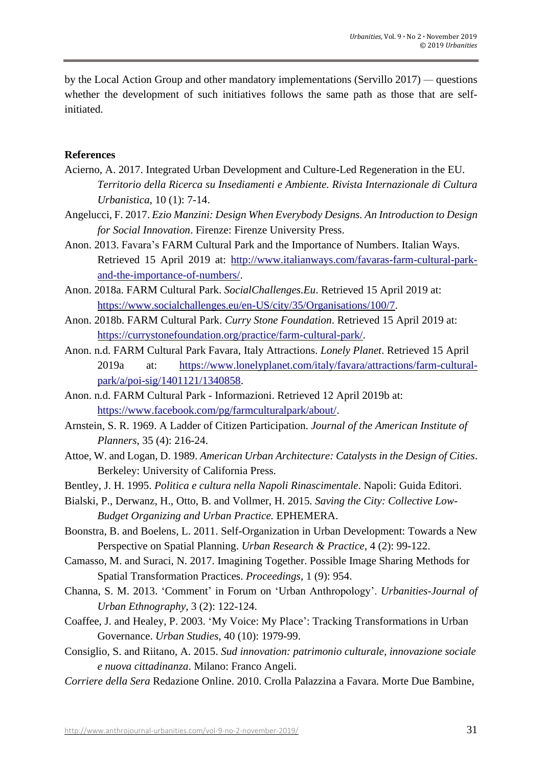by the Local Action Group and other mandatory implementations (Servillo 2017) — questions whether the development of such initiatives follows the same path as those that are self-initiated.

**References**

Acierno, A. 2017. Integrated Urban Development and Culture-Led Regeneration in the EU. *Territorio della Ricerca su Insediamenti e Ambiente. Rivista Internazionale di Cultura Urbanistica*, 10 (1): 7-14.

Angelucci, F. 2017. *Ezio Manzini: Design When Everybody Designs. An Introduction to Design for Social Innovation*. Firenze: Firenze University Press.

Anon. 2013. Favara's FARM Cultural Park and the Importance of Numbers. Italian Ways. Retrieved 15 April 2019 at: http://www.italianways.com/favaras-farm-cultural-park-and-the-importance-of-numbers/.

Anon. 2018a. FARM Cultural Park. *SocialChallenges.Eu*. Retrieved 15 April 2019 at: https://www.socialchallenges.eu/en-US/city/35/Organisations/100/7.

Anon. 2018b. FARM Cultural Park. *Curry Stone Foundation*. Retrieved 15 April 2019 at: https://currystonefoundation.org/practice/farm-cultural-park/.

Anon. n.d. FARM Cultural Park Favara, Italy Attractions. *Lonely Planet*. Retrieved 15 April 2019a at: https://www.lonelyplanet.com/italy/favara/attractions/farm-cultural-park/a/poi-sig/1401121/1340858.

Anon. n.d. FARM Cultural Park - Informazioni. Retrieved 12 April 2019b at: https://www.facebook.com/pg/farmculturalpark/about/.

Arnstein, S. R. 1969. A Ladder of Citizen Participation. *Journal of the American Institute of Planners*, 35 (4): 216-24.

Attoe, W. and Logan, D. 1989. *American Urban Architecture: Catalysts in the Design of Cities*. Berkeley: University of California Press.

Bentley, J. H. 1995. *Politica e cultura nella Napoli Rinascimentale*. Napoli: Guida Editori.

Bialski, P., Derwanz, H., Otto, B. and Vollmer, H. 2015. *Saving the City: Collective Low-Budget Organizing and Urban Practice.* EPHEMERA.

Boonstra, B. and Boelens, L. 2011. Self-Organization in Urban Development: Towards a New Perspective on Spatial Planning. *Urban Research & Practice*, 4 (2): 99-122.

Camasso, M. and Suraci, N. 2017. Imagining Together. Possible Image Sharing Methods for Spatial Transformation Practices. *Proceedings*, 1 (9): 954.

Channa, S. M. 2013. 'Comment' in Forum on 'Urban Anthropology'. *Urbanities-Journal of Urban Ethnography*, 3 (2): 122-124.

Coaffee, J. and Healey, P. 2003. 'My Voice: My Place': Tracking Transformations in Urban Governance. *Urban Studies*, 40 (10): 1979-99.

Consiglio, S. and Riitano, A. 2015. *Sud innovation: patrimonio culturale, innovazione sociale e nuova cittadinanza*. Milano: Franco Angeli.

*Corriere della Sera* Redazione Online. 2010. Crolla Palazzina a Favara. Morte Due Bambine,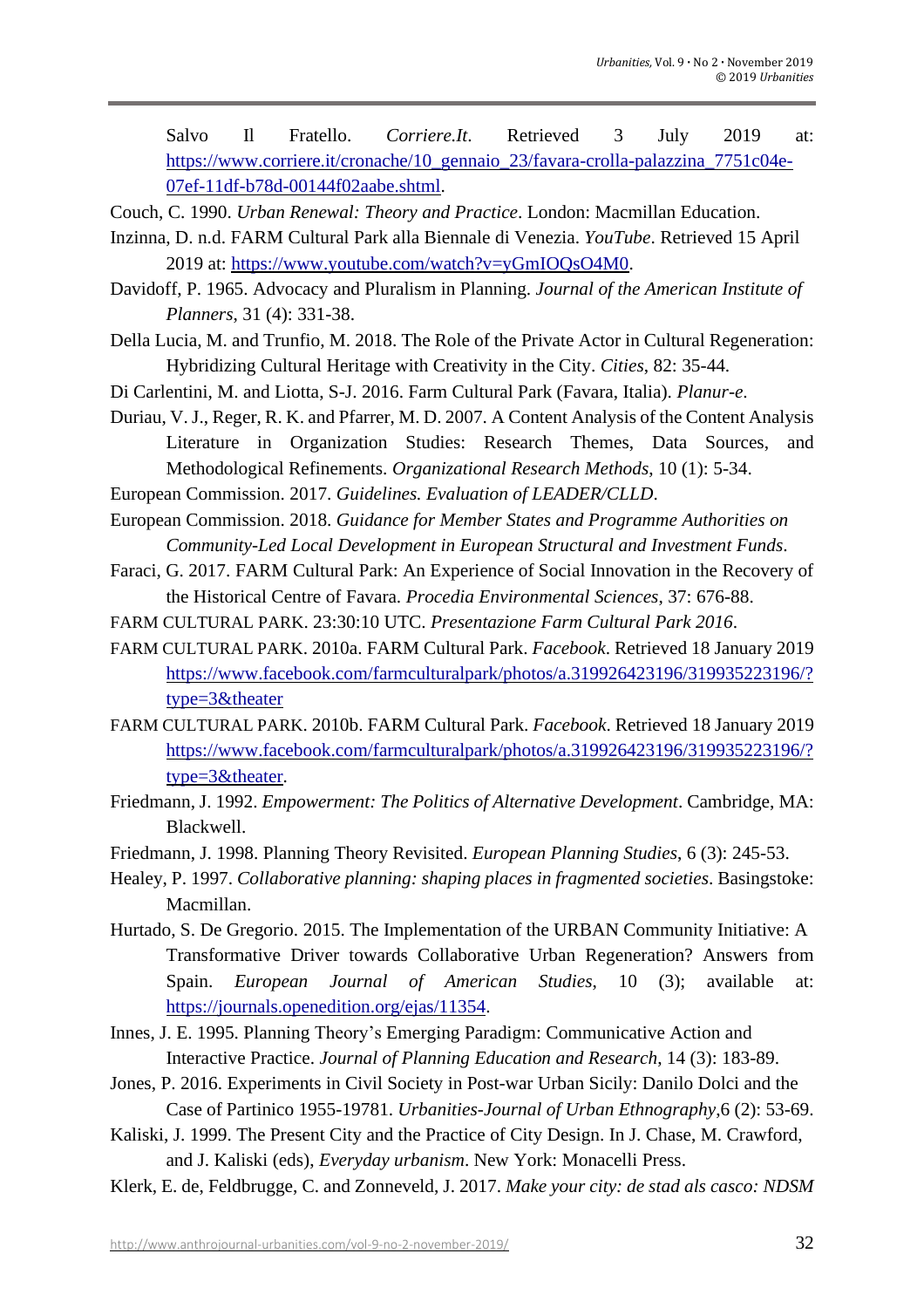Salvo Il Fratello. *Corriere.It*. Retrieved 3 July 2019 at: https://www.corriere.it/cronache/10_gennaio_23/favara-crolla-palazzina_7751c04e-07ef-11df-b78d-00144f02aabe.shtml.

Couch, C. 1990. *Urban Renewal: Theory and Practice*. London: Macmillan Education.

Inzinna, D. n.d. FARM Cultural Park alla Biennale di Venezia. *YouTube*. Retrieved 15 April 2019 at: https://www.youtube.com/watch?v=yGmIOQsO4M0.

Davidoff, P. 1965. Advocacy and Pluralism in Planning. *Journal of the American Institute of Planners*, 31 (4): 331-38.

Della Lucia, M. and Trunfio, M. 2018. The Role of the Private Actor in Cultural Regeneration: Hybridizing Cultural Heritage with Creativity in the City. *Cities*, 82: 35-44.

Di Carlentini, M. and Liotta, S-J. 2016. Farm Cultural Park (Favara, Italia). *Planur-e*.

Duriau, V. J., Reger, R. K. and Pfarrer, M. D. 2007. A Content Analysis of the Content Analysis Literature in Organization Studies: Research Themes, Data Sources, and Methodological Refinements. *Organizational Research Methods*, 10 (1): 5-34.

European Commission. 2017. *Guidelines. Evaluation of LEADER/CLLD*.

European Commission. 2018. *Guidance for Member States and Programme Authorities on Community-Led Local Development in European Structural and Investment Funds*.

Faraci, G. 2017. FARM Cultural Park: An Experience of Social Innovation in the Recovery of the Historical Centre of Favara. *Procedia Environmental Sciences*, 37: 676-88.

FARM CULTURAL PARK. 23:30:10 UTC. *Presentazione Farm Cultural Park 2016*.

FARM CULTURAL PARK. 2010a. FARM Cultural Park. *Facebook*. Retrieved 18 January 2019 https://www.facebook.com/farmculturalpark/photos/a.319926423196/319935223196/?type=3&theater

FARM CULTURAL PARK. 2010b. FARM Cultural Park. *Facebook*. Retrieved 18 January 2019 https://www.facebook.com/farmculturalpark/photos/a.319926423196/319935223196/?type=3&theater.

Friedmann, J. 1992. *Empowerment: The Politics of Alternative Development*. Cambridge, MA: Blackwell.

Friedmann, J. 1998. Planning Theory Revisited. *European Planning Studies*, 6 (3): 245-53.

Healey, P. 1997. *Collaborative planning: shaping places in fragmented societies*. Basingstoke: Macmillan.

Hurtado, S. De Gregorio. 2015. The Implementation of the URBAN Community Initiative: A Transformative Driver towards Collaborative Urban Regeneration? Answers from Spain. *European Journal of American Studies*, 10 (3); available at: https://journals.openedition.org/ejas/11354.

Innes, J. E. 1995. Planning Theory's Emerging Paradigm: Communicative Action and Interactive Practice. *Journal of Planning Education and Research*, 14 (3): 183-89.

Jones, P. 2016. Experiments in Civil Society in Post-war Urban Sicily: Danilo Dolci and the Case of Partinico 1955-19781. *Urbanities-Journal of Urban Ethnography*,6 (2): 53-69.

Kaliski, J. 1999. The Present City and the Practice of City Design. In J. Chase, M. Crawford, and J. Kaliski (eds), *Everyday urbanism*. New York: Monacelli Press.

Klerk, E. de, Feldbrugge, C. and Zonneveld, J. 2017. *Make your city: de stad als casco: NDSM*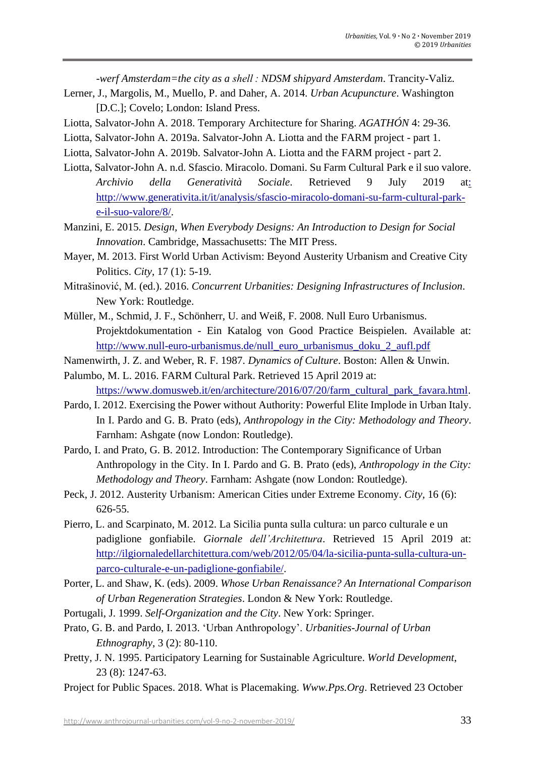*-werf Amsterdam=the city as a shell : NDSM shipyard Amsterdam*. Trancity-Valiz.

Lerner, J., Margolis, M., Muello, P. and Daher, A. 2014. *Urban Acupuncture*. Washington [D.C.]; Covelo; London: Island Press.

Liotta, Salvator-John A. 2018. Temporary Architecture for Sharing. *AGATHÓN* 4: 29-36.

Liotta, Salvator-John A. 2019a. Salvator-John A. Liotta and the FARM project - part 1.

Liotta, Salvator-John A. 2019b. Salvator-John A. Liotta and the FARM project - part 2.

Liotta, Salvator-John A. n.d. Sfascio. Miracolo. Domani. Su Farm Cultural Park e il suo valore. *Archivio della Generatività Sociale*. Retrieved 9 July 2019 at: http://www.generativita.it/it/analysis/sfascio-miracolo-domani-su-farm-cultural-park-e-il-suo-valore/8/.

Manzini, E. 2015. *Design, When Everybody Designs: An Introduction to Design for Social Innovation*. Cambridge, Massachusetts: The MIT Press.

Mayer, M. 2013. First World Urban Activism: Beyond Austerity Urbanism and Creative City Politics. *City*, 17 (1): 5-19.

Mitrašinović, M. (ed.). 2016. *Concurrent Urbanities: Designing Infrastructures of Inclusion*. New York: Routledge.

Müller, M., Schmid, J. F., Schönherr, U. and Weiß, F. 2008. Null Euro Urbanismus. Projektdokumentation - Ein Katalog von Good Practice Beispielen. Available at: http://www.null-euro-urbanismus.de/null_euro_urbanismus_doku_2_aufl.pdf

Namenwirth, J. Z. and Weber, R. F. 1987. *Dynamics of Culture*. Boston: Allen & Unwin.

Palumbo, M. L. 2016. FARM Cultural Park. Retrieved 15 April 2019 at: https://www.domusweb.it/en/architecture/2016/07/20/farm_cultural_park_favara.html.

Pardo, I. 2012. Exercising the Power without Authority: Powerful Elite Implode in Urban Italy. In I. Pardo and G. B. Prato (eds), *Anthropology in the City: Methodology and Theory*. Farnham: Ashgate (now London: Routledge).

Pardo, I. and Prato, G. B. 2012. Introduction: The Contemporary Significance of Urban Anthropology in the City. In I. Pardo and G. B. Prato (eds), *Anthropology in the City: Methodology and Theory*. Farnham: Ashgate (now London: Routledge).

Peck, J. 2012. Austerity Urbanism: American Cities under Extreme Economy. *City*, 16 (6): 626-55.

Pierro, L. and Scarpinato, M. 2012. La Sicilia punta sulla cultura: un parco culturale e un padiglione gonfiabile. *Giornale dell'Architettura*. Retrieved 15 April 2019 at: http://ilgiornaledellarchitettura.com/web/2012/05/04/la-sicilia-punta-sulla-cultura-un-parco-culturale-e-un-padiglione-gonfiabile/.

Porter, L. and Shaw, K. (eds). 2009. *Whose Urban Renaissance? An International Comparison of Urban Regeneration Strategies*. London & New York: Routledge.

Portugali, J. 1999. *Self-Organization and the City*. New York: Springer.

Prato, G. B. and Pardo, I. 2013. 'Urban Anthropology'. *Urbanities-Journal of Urban Ethnography*, 3 (2): 80-110.

Pretty, J. N. 1995. Participatory Learning for Sustainable Agriculture. *World Development*, 23 (8): 1247-63.

Project for Public Spaces. 2018. What is Placemaking. *Www.Pps.Org*. Retrieved 23 October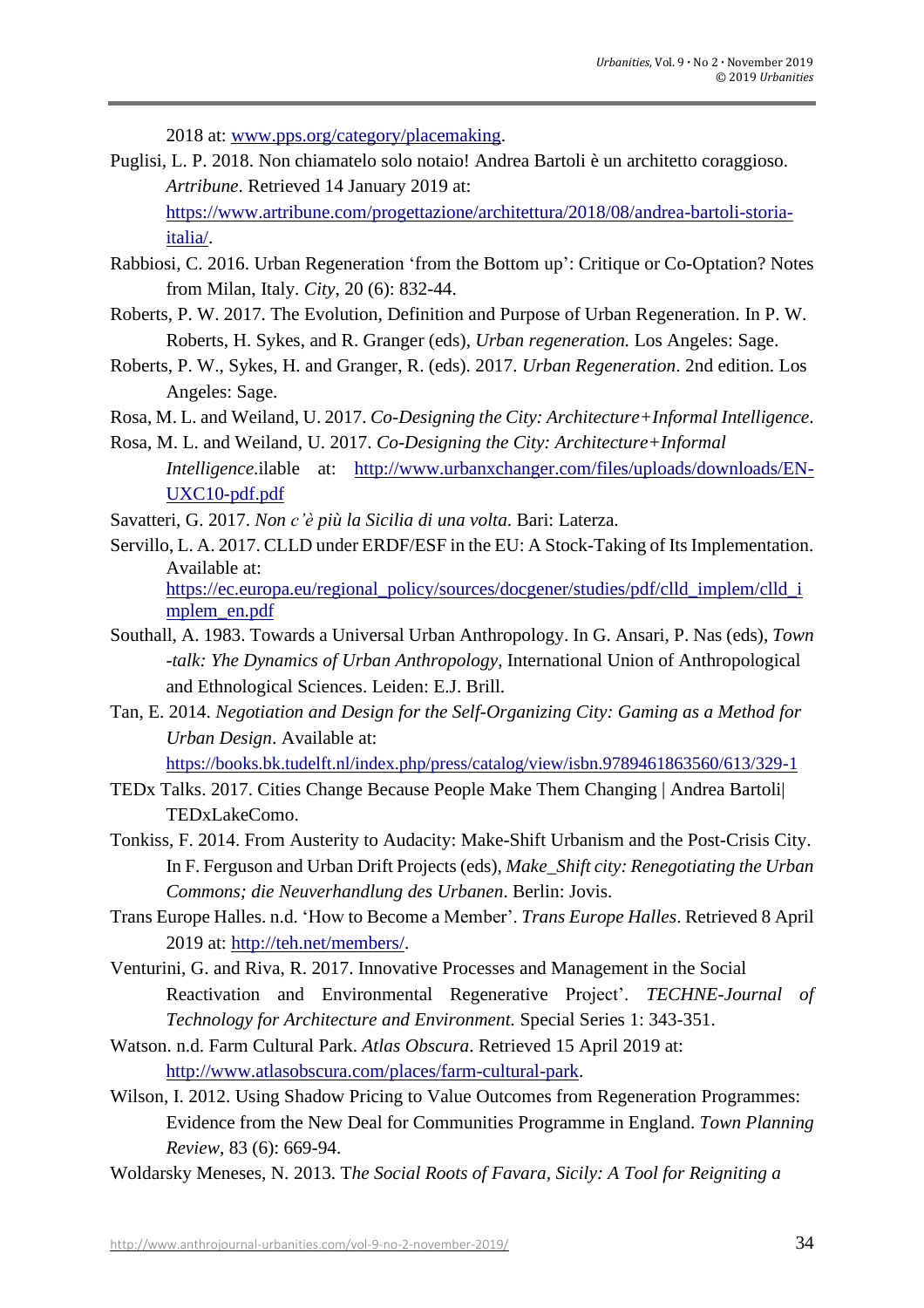2018 at: www.pps.org/category/placemaking.

Puglisi, L. P. 2018. Non chiamatelo solo notaio! Andrea Bartoli è un architetto coraggioso. *Artribune*. Retrieved 14 January 2019 at: https://www.artribune.com/progettazione/architettura/2018/08/andrea-bartoli-storia-italia/.

Rabbiosi, C. 2016. Urban Regeneration 'from the Bottom up': Critique or Co-Optation? Notes from Milan, Italy. *City*, 20 (6): 832-44.

Roberts, P. W. 2017. The Evolution, Definition and Purpose of Urban Regeneration. In P. W. Roberts, H. Sykes, and R. Granger (eds), *Urban regeneration.* Los Angeles: Sage.

Roberts, P. W., Sykes, H. and Granger, R. (eds). 2017. *Urban Regeneration*. 2nd edition. Los Angeles: Sage.

Rosa, M. L. and Weiland, U. 2017. *Co-Designing the City: Architecture+Informal Intelligence*.

Rosa, M. L. and Weiland, U. 2017. *Co-Designing the City: Architecture+Informal Intelligence*.ilable at: http://www.urbanxchanger.com/files/uploads/downloads/EN-UXC10-pdf.pdf

Savatteri, G. 2017. *Non c'è più la Sicilia di una volta*. Bari: Laterza.

Servillo, L. A. 2017. CLLD under ERDF/ESF in the EU: A Stock-Taking of Its Implementation. Available at: https://ec.europa.eu/regional_policy/sources/docgener/studies/pdf/clld_implem/clld_implem_en.pdf

Southall, A. 1983. Towards a Universal Urban Anthropology. In G. Ansari, P. Nas (eds), *Town -talk: Yhe Dynamics of Urban Anthropology*, International Union of Anthropological and Ethnological Sciences. Leiden: E.J. Brill.

Tan, E. 2014. *Negotiation and Design for the Self-Organizing City: Gaming as a Method for Urban Design*. Available at: https://books.bk.tudelft.nl/index.php/press/catalog/view/isbn.9789461863560/613/329-1

TEDx Talks. 2017. Cities Change Because People Make Them Changing | Andrea Bartoli| TEDxLakeComo.

Tonkiss, F. 2014. From Austerity to Audacity: Make-Shift Urbanism and the Post-Crisis City. In F. Ferguson and Urban Drift Projects (eds), *Make_Shift city: Renegotiating the Urban Commons; die Neuverhandlung des Urbanen*. Berlin: Jovis.

Trans Europe Halles. n.d. 'How to Become a Member'. *Trans Europe Halles*. Retrieved 8 April 2019 at: http://teh.net/members/.

Venturini, G. and Riva, R. 2017. Innovative Processes and Management in the Social Reactivation and Environmental Regenerative Project'. *TECHNE-Journal of Technology for Architecture and Environment.* Special Series 1: 343-351.

Watson. n.d. Farm Cultural Park. *Atlas Obscura*. Retrieved 15 April 2019 at: http://www.atlasobscura.com/places/farm-cultural-park.

Wilson, I. 2012. Using Shadow Pricing to Value Outcomes from Regeneration Programmes: Evidence from the New Deal for Communities Programme in England. *Town Planning Review*, 83 (6): 669-94.

Woldarsky Meneses, N. 2013. T*he Social Roots of Favara, Sicily: A Tool for Reigniting a*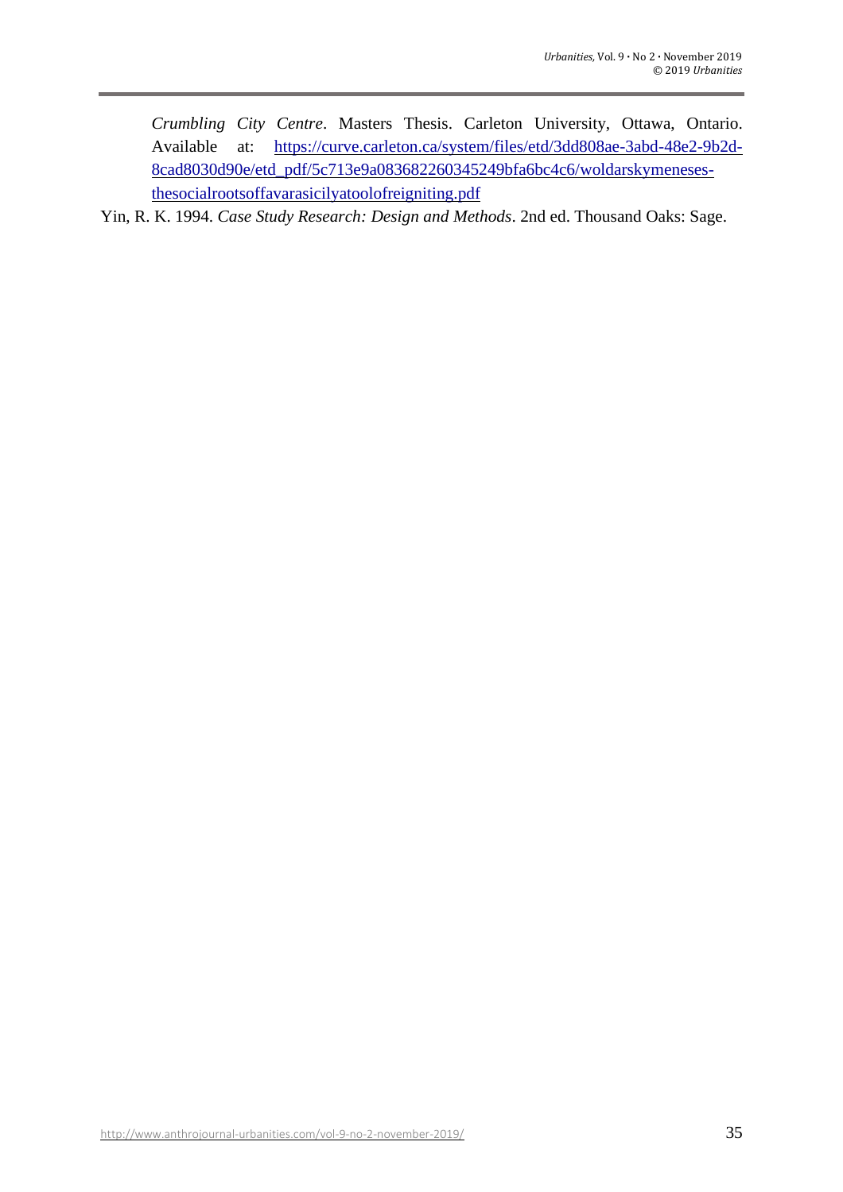*Crumbling City Centre*. Masters Thesis. Carleton University, Ottawa, Ontario. Available at: https://curve.carleton.ca/system/files/etd/3dd808ae-3abd-48e2-9b2d-8cad8030d90e/etd_pdf/5c713e9a083682260345249bfa6bc4c6/woldarskymeneses-thesocialrootsoffavarasicilyatoolofreigniting.pdf

Yin, R. K. 1994. *Case Study Research: Design and Methods*. 2nd ed. Thousand Oaks: Sage.